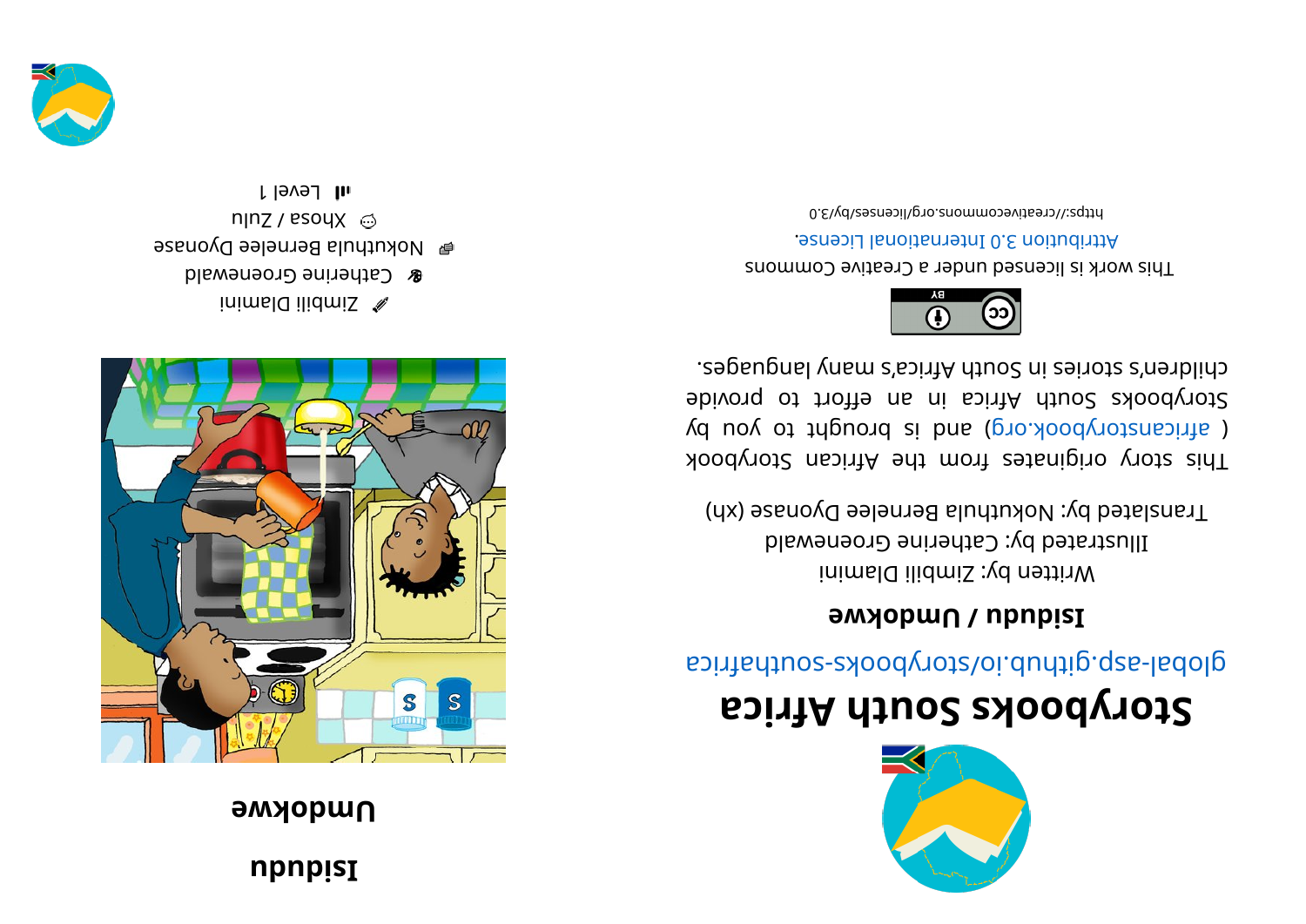# Storybooks South Africa

global-asp.github.io/storybooks-southafrica

## Isidudu / Umdokwe

Written by: Zimbili Dlamini

Illustrated by: Catherine Groenewald

Translated by: Nokuthula Bernelee Dyonase (xh)

This story originates from the African Storybook ( africanstorybook.org ) and is brought to you by Storybooks South Africa in an effort to provide children's stories in South Africa's many languages.

This work is licensed under a Creative Commons Attribution 3.0 International License.

https://creativecommons.org/licenses/by/3.0

# Isidudu

# Umdokwe

Zimbili Dlamini

Catherine Groenewald

Nokuthula Bernelee Dyonase

Xhosa / Zulu

Level 1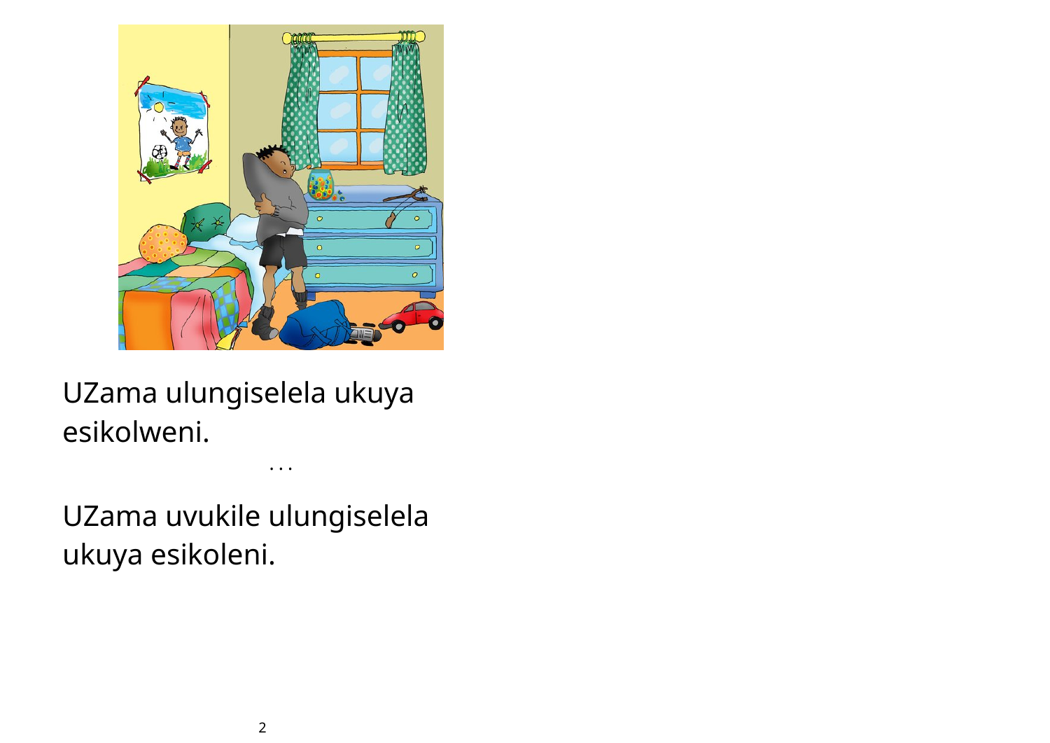UZama ulungiselela ukuya esikolweni.

...

UZama uvukile ulungiselela ukuya esikoleni.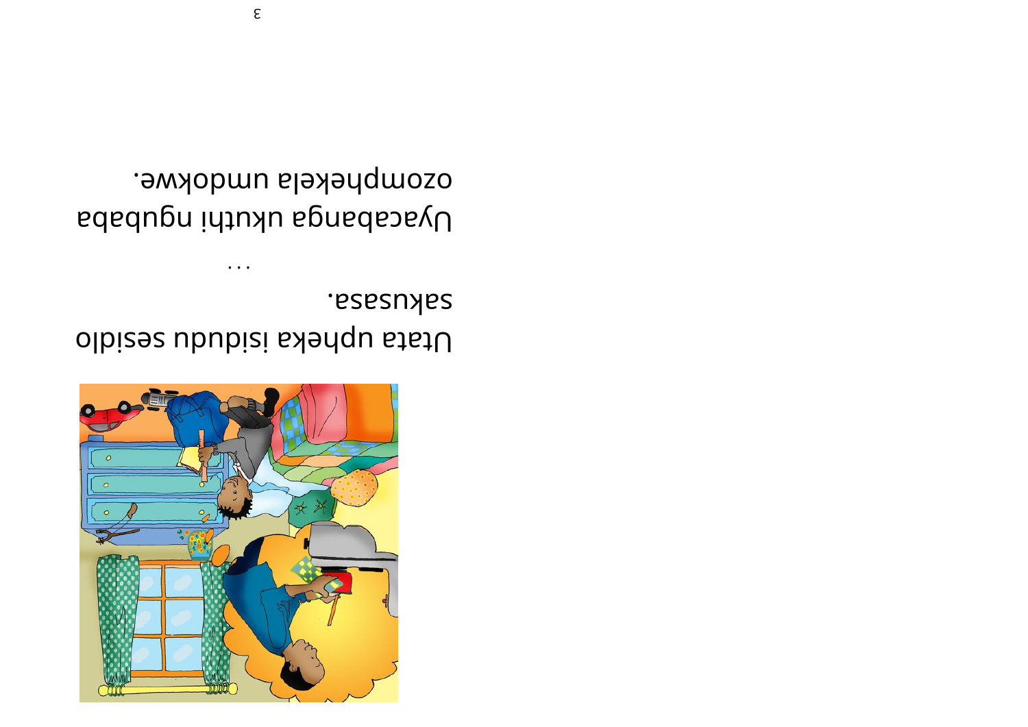Utata upheka isidudu sesidlo sakusasa.

...

Uyacabanga ukuthi ngubaba ozomphekela umdokwe.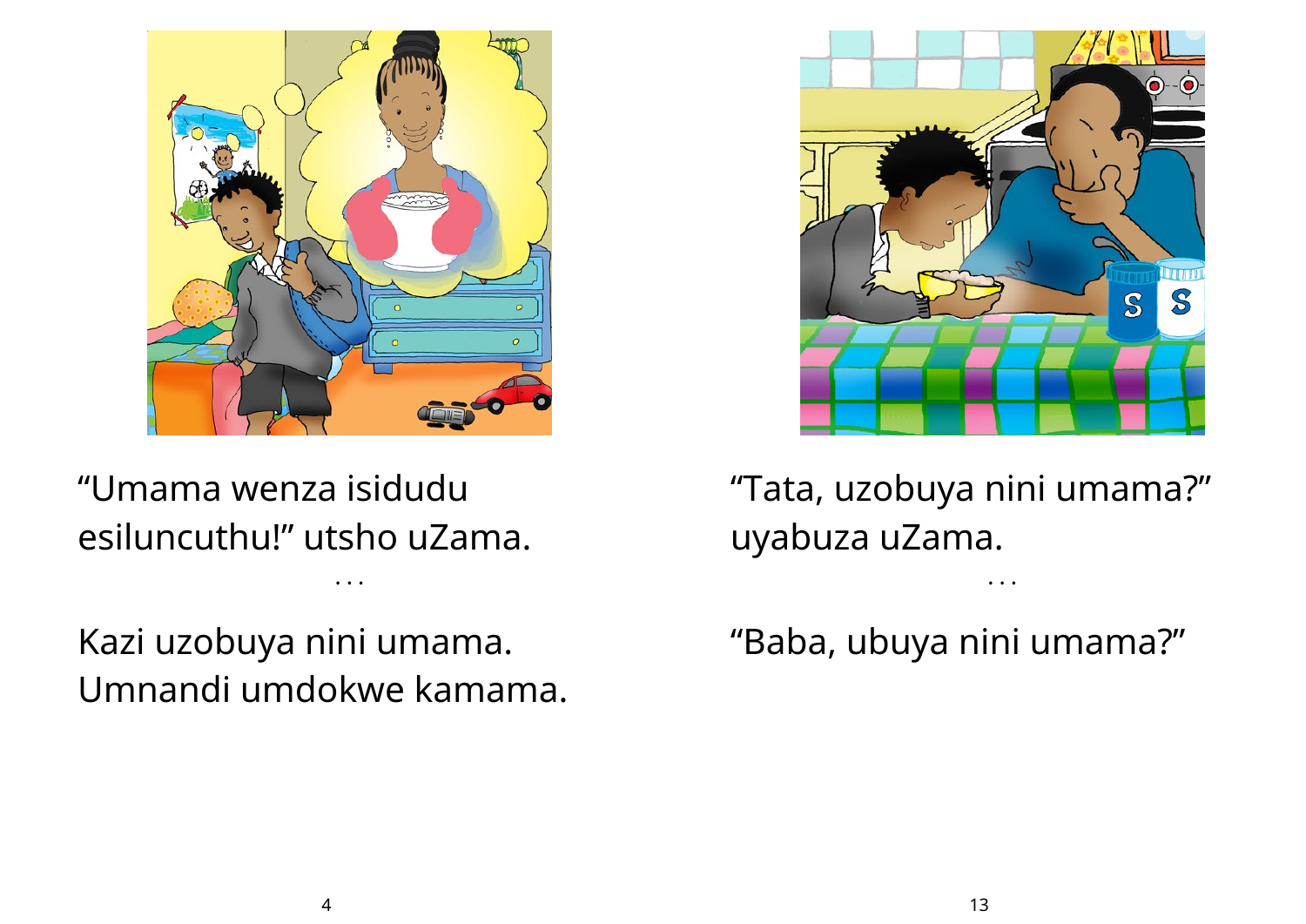“Umama wenza isidudu esiluncuthu!” utsho uZama.

...

Kazi uzobuya nini umama. Umnandi umdokwe kamama.

“Tata, uzobuya nini umama?” uyabuza uZama.

...

“Baba, ubuya nini umama?”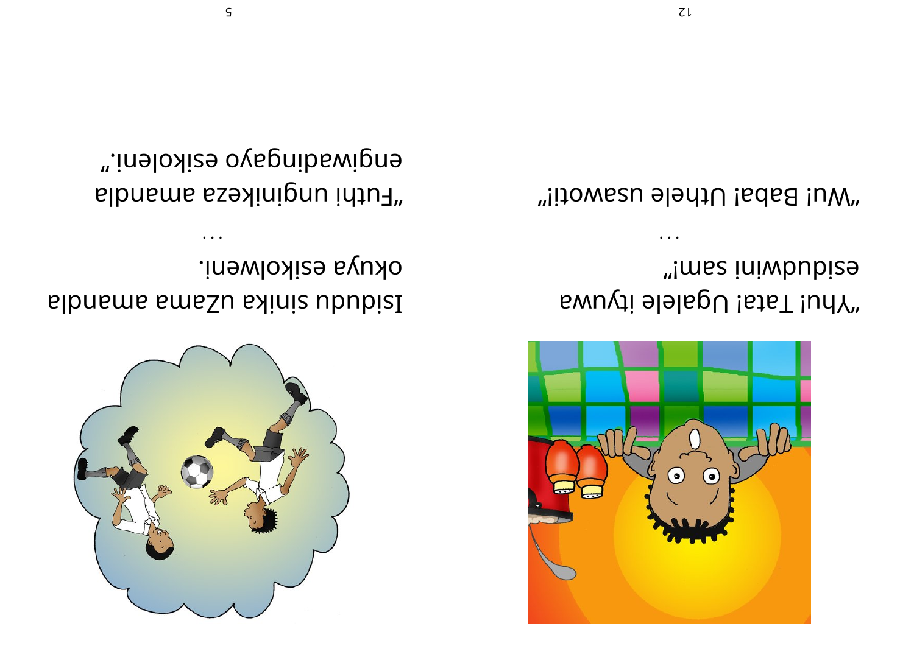“Yhu! Tata! Ugalele ityuwa esidudwini sam!”

...

“Wu! Baba! Uthele usawoti!”

Isidudu sinika uZama amandla okuya esikolweni.

...

“Futhi unginikeza amandla engiwadingayo esikoleni.”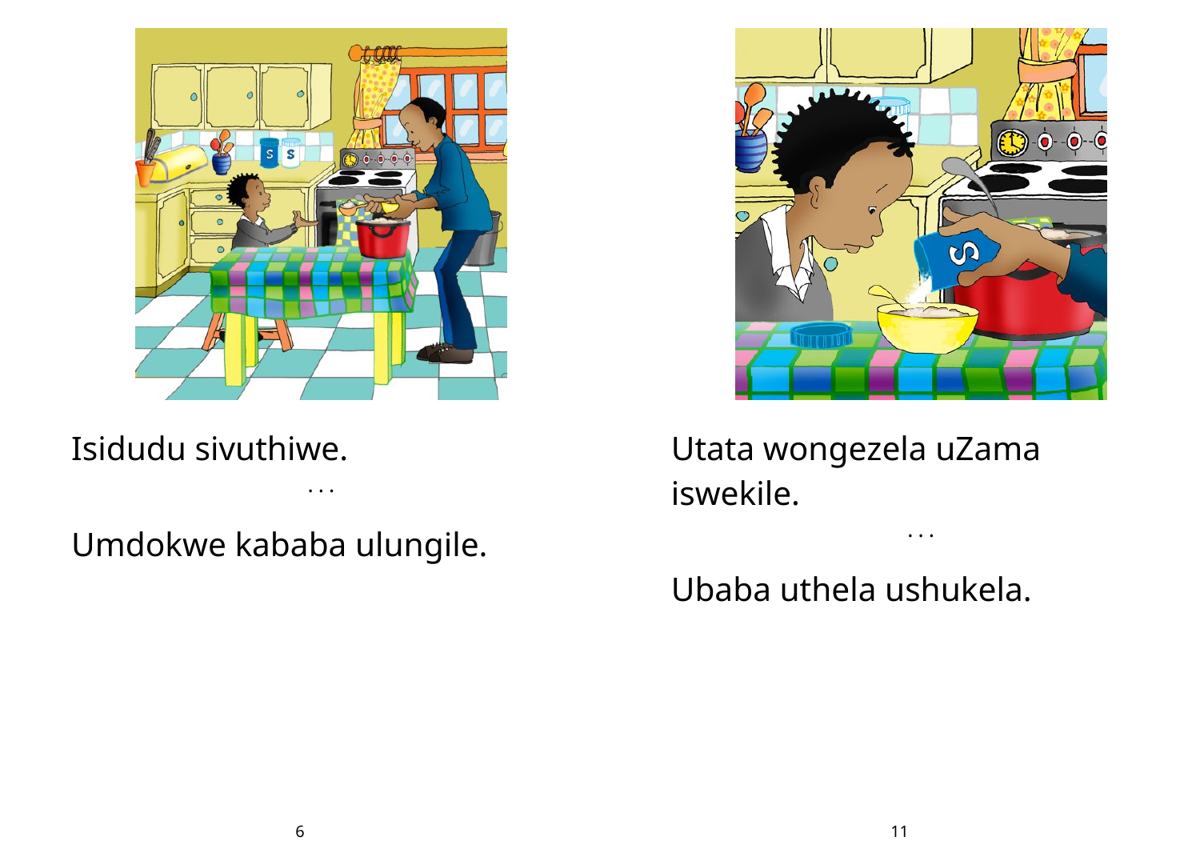Isidudu sivuthiwe.

. . .

Umdokwe kababa ulungile.

Utata wongezela uZama iswekile.

. . .

Ubaba uthela ushukela.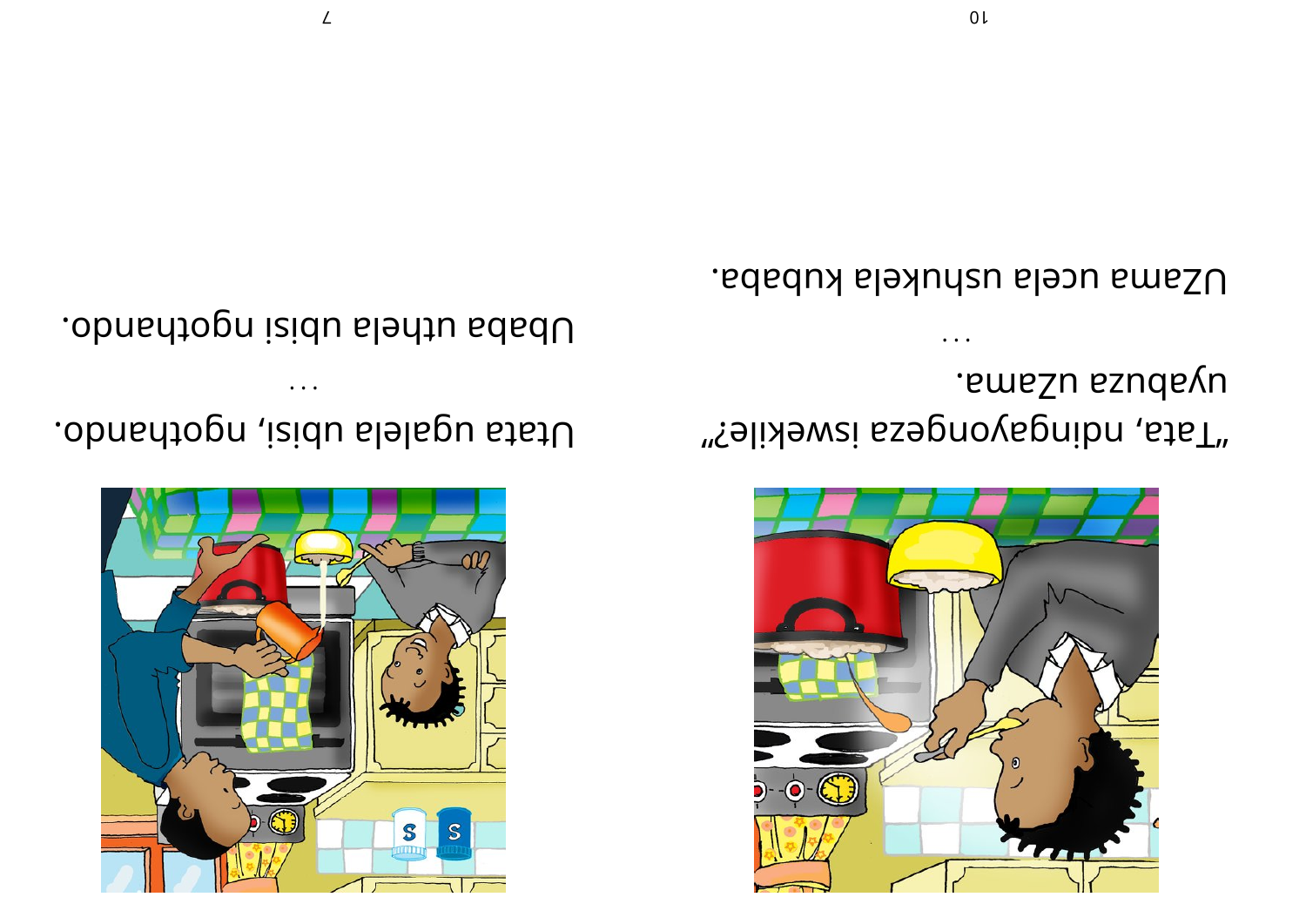Utata ugalela ubisi, ngothando.

...

Ubaba uthela ubisi ngothando.

“Tata, ndingayongeza iswekile?” uyabuza uZama.

...

UZama ucela ushukela kubaba.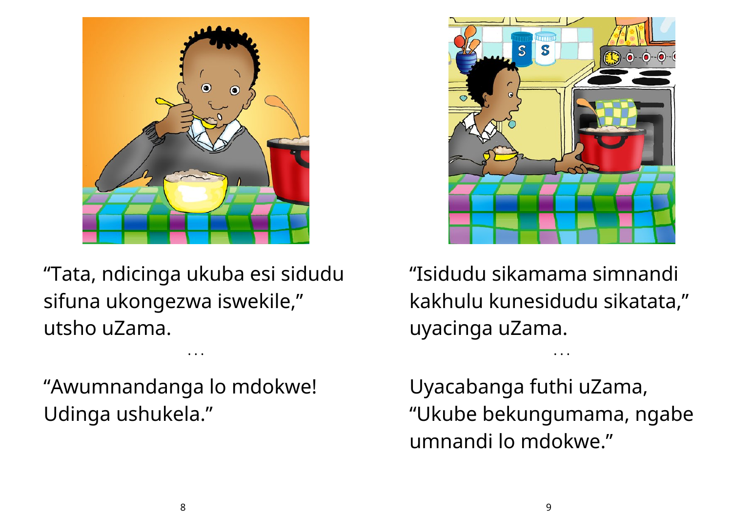“Tata, ndicinga ukuba esi sidudu sifuna ukongezwa iswekile,” utsho uZama.

...

“Awumnandanga lo mdokwe! Udinga ushukela.”

“Isidudu sikamama simnandi kakhulu kunesidudu sikatata,” uyacinga uZama.

...

Uyacabanga futhi uZama, “Ukube bekungumama, ngabe umnandi lo mdokwe.”